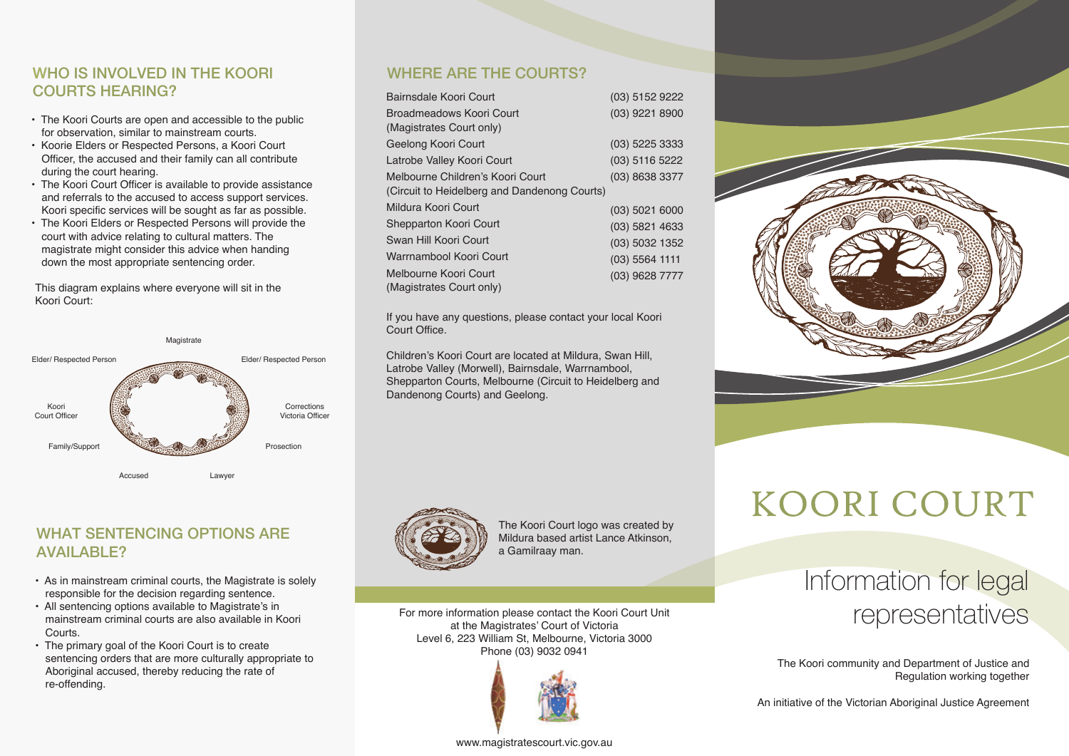## WHO IS INVOLVED IN THE KOORI COURTS HEARING?

- The Koori Courts are open and accessible to the public for observation, similar to mainstream courts.
- Koorie Elders or Respected Persons, a Koori Court Officer, the accused and their family can all contribute during the court hearing.
- The Koori Court Officer is available to provide assistance and referrals to the accused to access support services. Koori specific services will be sought as far as possible.
- The Koori Elders or Respected Persons will provide the court with advice relating to cultural matters. The magistrate might consider this advice when handing down the most appropriate sentencing order.

This diagram explains where everyone will sit in the Koori Court:

Magistrate

Elder/ Respected Person | Elder/ Respected Person

Koori Court Officer | Corrections Victoria Officer

Family/Support | Prosection

Accused | Lawyer

## WHAT SENTENCING OPTIONS ARE AVAILABLE?

- As in mainstream criminal courts, the Magistrate is solely responsible for the decision regarding sentence.
- All sentencing options available to Magistrate's in mainstream criminal courts are also available in Koori Courts.
- The primary goal of the Koori Court is to create sentencing orders that are more culturally appropriate to Aboriginal accused, thereby reducing the rate of re-offending.

## WHERE ARE THE COURTS?

| Court | Phone |
|---|---|
| Bairnsdale Koori Court | (03) 5152 9222 |
| Broadmeadows Koori Court (Magistrates Court only) | (03) 9221 8900 |
| Geelong Koori Court | (03) 5225 3333 |
| Latrobe Valley Koori Court | (03) 5116 5222 |
| Melbourne Children's Koori Court (Circuit to Heidelberg and Dandenong Courts) | (03) 8638 3377 |
| Mildura Koori Court | (03) 5021 6000 |
| Shepparton Koori Court | (03) 5821 4633 |
| Swan Hill Koori Court | (03) 5032 1352 |
| Warrnambool Koori Court | (03) 5564 1111 |
| Melbourne Koori Court (Magistrates Court only) | (03) 9628 7777 |

If you have any questions, please contact your local Koori Court Office.

Children's Koori Court are located at Mildura, Swan Hill, Latrobe Valley (Morwell), Bairnsdale, Warrnambool, Shepparton Courts, Melbourne (Circuit to Heidelberg and Dandenong Courts) and Geelong.

The Koori Court logo was created by Mildura based artist Lance Atkinson, a Gamilraay man.

For more information please contact the Koori Court Unit at the Magistrates' Court of Victoria
Level 6, 223 William St, Melbourne, Victoria 3000
Phone (03) 9032 0941

www.magistratescourt.vic.gov.au

# KOORI COURT

## Information for legal representatives

The Koori community and Department of Justice and Regulation working together

An initiative of the Victorian Aboriginal Justice Agreement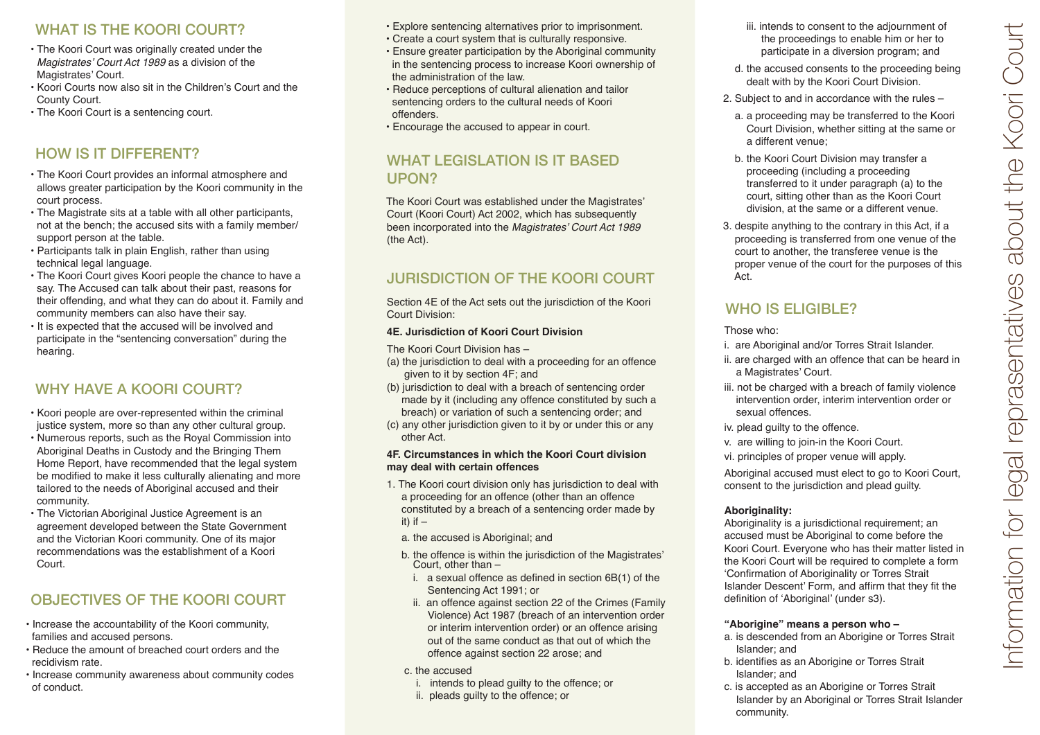## WHAT IS THE KOORI COURT?

- The Koori Court was originally created under the *Magistrates' Court Act 1989* as a division of the Magistrates' Court.
- Koori Courts now also sit in the Children's Court and the County Court.
- The Koori Court is a sentencing court.

## HOW IS IT DIFFERENT?

- The Koori Court provides an informal atmosphere and allows greater participation by the Koori community in the court process.
- The Magistrate sits at a table with all other participants, not at the bench; the accused sits with a family member/ support person at the table.
- Participants talk in plain English, rather than using technical legal language.
- The Koori Court gives Koori people the chance to have a say. The Accused can talk about their past, reasons for their offending, and what they can do about it. Family and community members can also have their say.
- It is expected that the accused will be involved and participate in the "sentencing conversation" during the hearing.

## WHY HAVE A KOORI COURT?

- Koori people are over-represented within the criminal justice system, more so than any other cultural group.
- Numerous reports, such as the Royal Commission into Aboriginal Deaths in Custody and the Bringing Them Home Report, have recommended that the legal system be modified to make it less culturally alienating and more tailored to the needs of Aboriginal accused and their community.
- The Victorian Aboriginal Justice Agreement is an agreement developed between the State Government and the Victorian Koori community. One of its major recommendations was the establishment of a Koori Court.

## OBJECTIVES OF THE KOORI COURT

- Increase the accountability of the Koori community, families and accused persons.
- Reduce the amount of breached court orders and the recidivism rate.
- Increase community awareness about community codes of conduct.
- Explore sentencing alternatives prior to imprisonment.
- Create a court system that is culturally responsive.
- Ensure greater participation by the Aboriginal community in the sentencing process to increase Koori ownership of the administration of the law.
- Reduce perceptions of cultural alienation and tailor sentencing orders to the cultural needs of Koori offenders.
- Encourage the accused to appear in court.

## WHAT LEGISLATION IS IT BASED UPON?

The Koori Court was established under the Magistrates' Court (Koori Court) Act 2002, which has subsequently been incorporated into the *Magistrates' Court Act 1989* (the Act).

## JURISDICTION OF THE KOORI COURT

Section 4E of the Act sets out the jurisdiction of the Koori Court Division:

**4E. Jurisdiction of Koori Court Division**

The Koori Court Division has –

(a) the jurisdiction to deal with a proceeding for an offence given to it by section 4F; and
(b) jurisdiction to deal with a breach of sentencing order made by it (including any offence constituted by such a breach) or variation of such a sentencing order; and
(c) any other jurisdiction given to it by or under this or any other Act.

**4F. Circumstances in which the Koori Court division may deal with certain offences**

1. The Koori court division only has jurisdiction to deal with a proceeding for an offence (other than an offence constituted by a breach of a sentencing order made by it) if –
   a. the accused is Aboriginal; and
   b. the offence is within the jurisdiction of the Magistrates' Court, other than –
      i. a sexual offence as defined in section 6B(1) of the Sentencing Act 1991; or
      ii. an offence against section 22 of the Crimes (Family Violence) Act 1987 (breach of an intervention order or interim intervention order) or an offence arising out of the same conduct as that out of which the offence against section 22 arose; and
   c. the accused
      i. intends to plead guilty to the offence; or
      ii. pleads guilty to the offence; or
      iii. intends to consent to the adjournment of the proceedings to enable him or her to participate in a diversion program; and
   d. the accused consents to the proceeding being dealt with by the Koori Court Division.
2. Subject to and in accordance with the rules –
   a. a proceeding may be transferred to the Koori Court Division, whether sitting at the same or a different venue;
   b. the Koori Court Division may transfer a proceeding (including a proceeding transferred to it under paragraph (a) to the court, sitting other than as the Koori Court division, at the same or a different venue.
3. despite anything to the contrary in this Act, if a proceeding is transferred from one venue of the court to another, the transferee venue is the proper venue of the court for the purposes of this Act.

## WHO IS ELIGIBLE?

Those who:

i. are Aboriginal and/or Torres Strait Islander.
ii. are charged with an offence that can be heard in a Magistrates' Court.
iii. not be charged with a breach of family violence intervention order, interim intervention order or sexual offences.
iv. plead guilty to the offence.
v. are willing to join-in the Koori Court.
vi. principles of proper venue will apply.

Aboriginal accused must elect to go to Koori Court, consent to the jurisdiction and plead guilty.

**Aboriginality:**
Aboriginality is a jurisdictional requirement; an accused must be Aboriginal to come before the Koori Court. Everyone who has their matter listed in the Koori Court will be required to complete a form 'Confirmation of Aboriginality or Torres Strait Islander Descent' Form, and affirm that they fit the definition of 'Aboriginal' (under s3).

**"Aborigine" means a person who –**

a. is descended from an Aborigine or Torres Strait Islander; and
b. identifies as an Aborigine or Torres Strait Islander; and
c. is accepted as an Aborigine or Torres Strait Islander by an Aboriginal or Torres Strait Islander community.